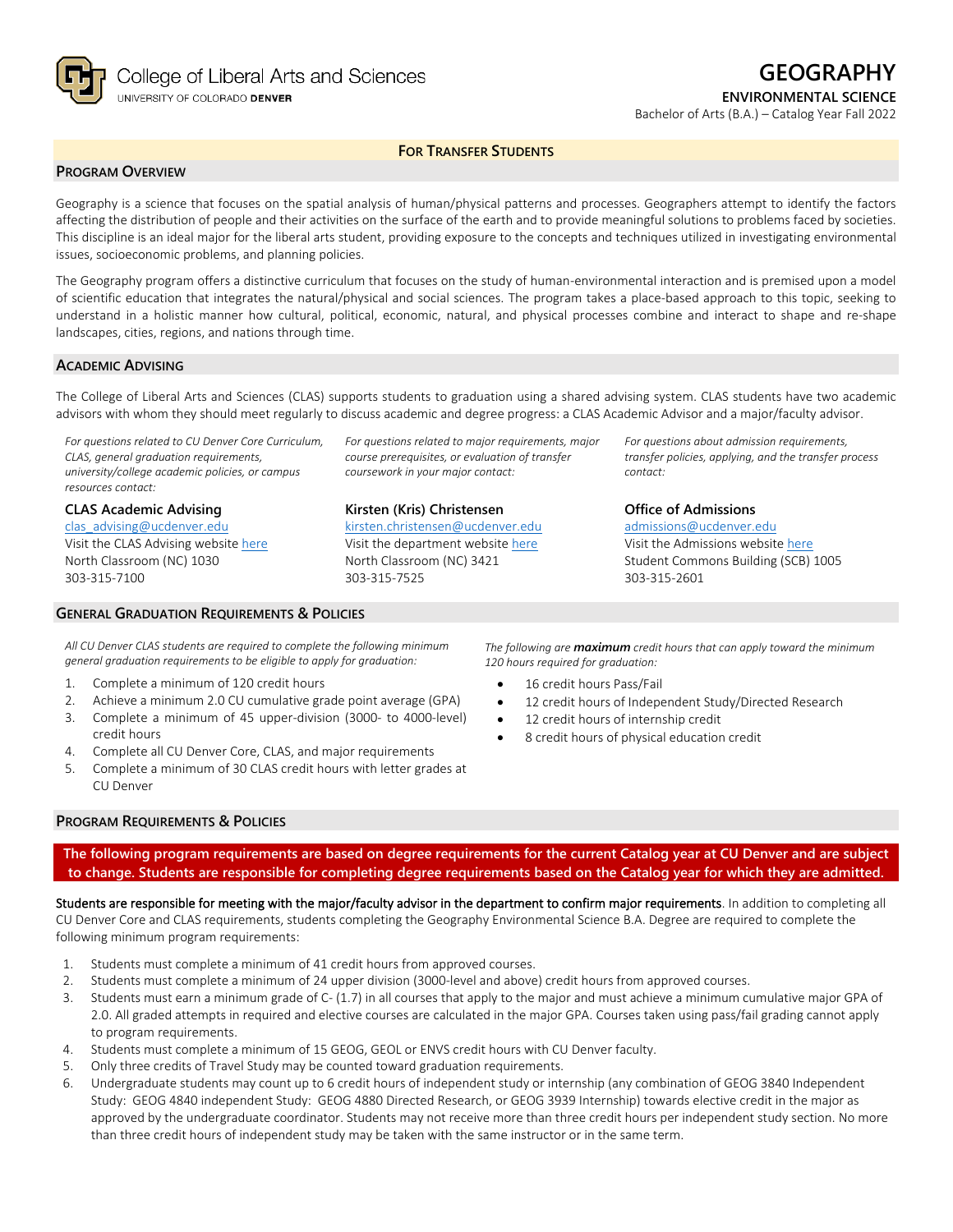College of Liberal Arts and Sciences
UNIVERSITY OF COLORADO DENVER

# GEOGRAPHY

**ENVIRONMENTAL SCIENCE**

Bachelor of Arts (B.A.) – Catalog Year Fall 2022

**FOR TRANSFER STUDENTS**

## PROGRAM OVERVIEW

Geography is a science that focuses on the spatial analysis of human/physical patterns and processes. Geographers attempt to identify the factors affecting the distribution of people and their activities on the surface of the earth and to provide meaningful solutions to problems faced by societies. This discipline is an ideal major for the liberal arts student, providing exposure to the concepts and techniques utilized in investigating environmental issues, socioeconomic problems, and planning policies.

The Geography program offers a distinctive curriculum that focuses on the study of human-environmental interaction and is premised upon a model of scientific education that integrates the natural/physical and social sciences. The program takes a place-based approach to this topic, seeking to understand in a holistic manner how cultural, political, economic, natural, and physical processes combine and interact to shape and re-shape landscapes, cities, regions, and nations through time.

## ACADEMIC ADVISING

The College of Liberal Arts and Sciences (CLAS) supports students to graduation using a shared advising system. CLAS students have two academic advisors with whom they should meet regularly to discuss academic and degree progress: a CLAS Academic Advisor and a major/faculty advisor.

*For questions related to CU Denver Core Curriculum, CLAS, general graduation requirements, university/college academic policies, or campus resources contact:*

**CLAS Academic Advising**
clas_advising@ucdenver.edu
Visit the CLAS Advising website here
North Classroom (NC) 1030
303-315-7100

*For questions related to major requirements, major course prerequisites, or evaluation of transfer coursework in your major contact:*

**Kirsten (Kris) Christensen**
kirsten.christensen@ucdenver.edu
Visit the department website here
North Classroom (NC) 3421
303-315-7525

*For questions about admission requirements, transfer policies, applying, and the transfer process contact:*

**Office of Admissions**
admissions@ucdenver.edu
Visit the Admissions website here
Student Commons Building (SCB) 1005
303-315-2601

## GENERAL GRADUATION REQUIREMENTS & POLICIES

*All CU Denver CLAS students are required to complete the following minimum general graduation requirements to be eligible to apply for graduation:*

1. Complete a minimum of 120 credit hours
2. Achieve a minimum 2.0 CU cumulative grade point average (GPA)
3. Complete a minimum of 45 upper-division (3000- to 4000-level) credit hours
4. Complete all CU Denver Core, CLAS, and major requirements
5. Complete a minimum of 30 CLAS credit hours with letter grades at CU Denver

*The following are **maximum** credit hours that can apply toward the minimum 120 hours required for graduation:*

- 16 credit hours Pass/Fail
- 12 credit hours of Independent Study/Directed Research
- 12 credit hours of internship credit
- 8 credit hours of physical education credit

## PROGRAM REQUIREMENTS & POLICIES

**The following program requirements are based on degree requirements for the current Catalog year at CU Denver and are subject to change. Students are responsible for completing degree requirements based on the Catalog year for which they are admitted.**

**Students are responsible for meeting with the major/faculty advisor in the department to confirm major requirements**. In addition to completing all CU Denver Core and CLAS requirements, students completing the Geography Environmental Science B.A. Degree are required to complete the following minimum program requirements:

1. Students must complete a minimum of 41 credit hours from approved courses.
2. Students must complete a minimum of 24 upper division (3000-level and above) credit hours from approved courses.
3. Students must earn a minimum grade of C- (1.7) in all courses that apply to the major and must achieve a minimum cumulative major GPA of 2.0. All graded attempts in required and elective courses are calculated in the major GPA. Courses taken using pass/fail grading cannot apply to program requirements.
4. Students must complete a minimum of 15 GEOG, GEOL or ENVS credit hours with CU Denver faculty.
5. Only three credits of Travel Study may be counted toward graduation requirements.
6. Undergraduate students may count up to 6 credit hours of independent study or internship (any combination of GEOG 3840 Independent Study: GEOG 4840 independent Study: GEOG 4880 Directed Research, or GEOG 3939 Internship) towards elective credit in the major as approved by the undergraduate coordinator. Students may not receive more than three credit hours per independent study section. No more than three credit hours of independent study may be taken with the same instructor or in the same term.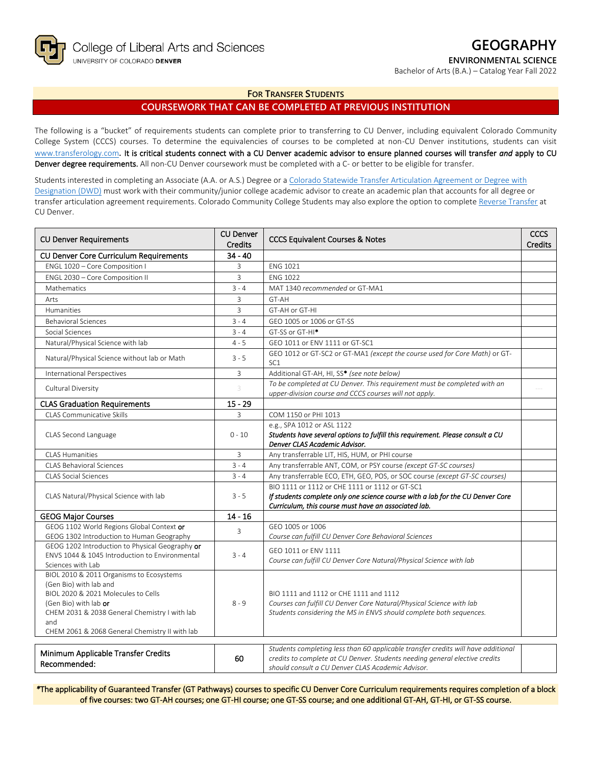College of Liberal Arts and Sciences
UNIVERSITY OF COLORADO DENVER

# GEOGRAPHY

**ENVIRONMENTAL SCIENCE**

Bachelor of Arts (B.A.) – Catalog Year Fall 2022

**FOR TRANSFER STUDENTS**

## COURSEWORK THAT CAN BE COMPLETED AT PREVIOUS INSTITUTION

The following is a "bucket" of requirements students can complete prior to transferring to CU Denver, including equivalent Colorado Community College System (CCCS) courses. To determine the equivalencies of courses to be completed at non-CU Denver institutions, students can visit www.transferology.com**. It is critical students connect with a CU Denver academic advisor to ensure planned courses will transfer *and* apply to CU Denver degree requirements.** All non-CU Denver coursework must be completed with a C- or better to be eligible for transfer.

Students interested in completing an Associate (A.A. or A.S.) Degree or a Colorado Statewide Transfer Articulation Agreement or Degree with Designation (DWD) must work with their community/junior college academic advisor to create an academic plan that accounts for all degree or transfer articulation agreement requirements. Colorado Community College Students may also explore the option to complete Reverse Transfer at CU Denver.

| CU Denver Requirements | CU Denver Credits | CCCS Equivalent Courses & Notes | CCCS Credits |
|---|---|---|---|
| **CU Denver Core Curriculum Requirements** | **34 - 40** | | |
| ENGL 1020 – Core Composition I | 3 | ENG 1021 | |
| ENGL 2030 – Core Composition II | 3 | ENG 1022 | |
| Mathematics | 3 - 4 | MAT 1340 *recommended* or GT-MA1 | |
| Arts | 3 | GT-AH | |
| Humanities | 3 | GT-AH or GT-HI | |
| Behavioral Sciences | 3 - 4 | GEO 1005 or 1006 or GT-SS | |
| Social Sciences | 3 - 4 | GT-SS or GT-HI* | |
| Natural/Physical Science with lab | 4 - 5 | GEO 1011 or ENV 1111 or GT-SC1 | |
| Natural/Physical Science without lab or Math | 3 - 5 | GEO 1012 or GT-SC2 or GT-MA1 *(except the course used for Core Math)* or GT-SC1 | |
| International Perspectives | 3 | Additional GT-AH, HI, SS* *(see note below)* | |
| Cultural Diversity | 3 | *To be completed at CU Denver. This requirement must be completed with an upper-division course and CCCS courses will not apply.* | --- |
| **CLAS Graduation Requirements** | **15 - 29** | | |
| CLAS Communicative Skills | 3 | COM 1150 or PHI 1013 | |
| CLAS Second Language | 0 - 10 | e.g., SPA 1012 or ASL 1122<br>***Students have several options to fulfill this requirement. Please consult a CU Denver CLAS Academic Advisor.*** | |
| CLAS Humanities | 3 | Any transferrable LIT, HIS, HUM, or PHI course | |
| CLAS Behavioral Sciences | 3 - 4 | Any transferrable ANT, COM, or PSY course *(except GT-SC courses)* | |
| CLAS Social Sciences | 3 - 4 | Any transferrable ECO, ETH, GEO, POS, or SOC course *(except GT-SC courses)* | |
| CLAS Natural/Physical Science with lab | 3 - 5 | BIO 1111 or 1112 or CHE 1111 or 1112 or GT-SC1<br>***If students complete only one science course with a lab for the CU Denver Core Curriculum, this course must have an associated lab.*** | |
| **GEOG Major Courses** | **14 - 16** | | |
| GEOG 1102 World Regions Global Context **or** GEOG 1302 Introduction to Human Geography | 3 | GEO 1005 or 1006<br>*Course can fulfill CU Denver Core Behavioral Sciences* | |
| GEOG 1202 Introduction to Physical Geography **or** ENVS 1044 & 1045 Introduction to Environmental Sciences with Lab | 3 - 4 | GEO 1011 or ENV 1111<br>*Course can fulfill CU Denver Core Natural/Physical Science with lab* | |
| BIOL 2010 & 2011 Organisms to Ecosystems (Gen Bio) with lab and BIOL 2020 & 2021 Molecules to Cells (Gen Bio) with lab **or** CHEM 2031 & 2038 General Chemistry I with lab and CHEM 2061 & 2068 General Chemistry II with lab | 8 - 9 | BIO 1111 and 1112 or CHE 1111 and 1112<br>*Courses can fulfill CU Denver Core Natural/Physical Science with lab*<br>*Students considering the MS in ENVS should complete both sequences.* | |
| Minimum Applicable Transfer Credits Recommended: | 60 | *Students completing less than 60 applicable transfer credits will have additional credits to complete at CU Denver. Students needing general elective credits should consult a CU Denver CLAS Academic Advisor.* | |

*The applicability of Guaranteed Transfer (GT Pathways) courses to specific CU Denver Core Curriculum requirements requires completion of a block of five courses: two GT-AH courses; one GT-HI course; one GT-SS course; and one additional GT-AH, GT-HI, or GT-SS course.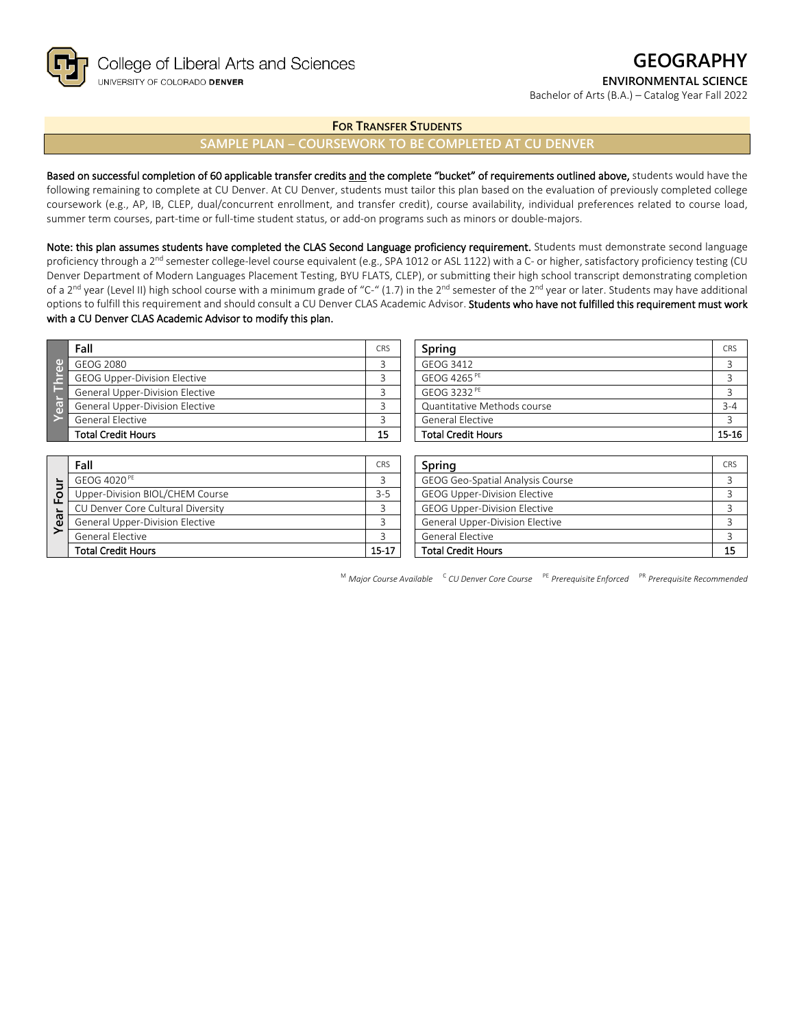College of Liberal Arts and Sciences
UNIVERSITY OF COLORADO DENVER

# GEOGRAPHY

**ENVIRONMENTAL SCIENCE**

Bachelor of Arts (B.A.) – Catalog Year Fall 2022

## FOR TRANSFER STUDENTS

## SAMPLE PLAN – COURSEWORK TO BE COMPLETED AT CU DENVER

**Based on successful completion of 60 applicable transfer credits and the complete "bucket" of requirements outlined above,** students would have the following remaining to complete at CU Denver. At CU Denver, students must tailor this plan based on the evaluation of previously completed college coursework (e.g., AP, IB, CLEP, dual/concurrent enrollment, and transfer credit), course availability, individual preferences related to course load, summer term courses, part-time or full-time student status, or add-on programs such as minors or double-majors.

**Note: this plan assumes students have completed the CLAS Second Language proficiency requirement.** Students must demonstrate second language proficiency through a 2nd semester college-level course equivalent (e.g., SPA 1012 or ASL 1122) with a C- or higher, satisfactory proficiency testing (CU Denver Department of Modern Languages Placement Testing, BYU FLATS, CLEP), or submitting their high school transcript demonstrating completion of a 2nd year (Level II) high school course with a minimum grade of "C-" (1.7) in the 2nd semester of the 2nd year or later. Students may have additional options to fulfill this requirement and should consult a CU Denver CLAS Academic Advisor. **Students who have not fulfilled this requirement must work with a CU Denver CLAS Academic Advisor to modify this plan.**

### Year Three

| Fall | CRS |
| --- | --- |
| GEOG 2080 | 3 |
| GEOG Upper-Division Elective | 3 |
| General Upper-Division Elective | 3 |
| General Upper-Division Elective | 3 |
| General Elective | 3 |
| **Total Credit Hours** | **15** |

| Spring | CRS |
| --- | --- |
| GEOG 3412 | 3 |
| GEOG 4265 [PE] | 3 |
| GEOG 3232 [PE] | 3 |
| Quantitative Methods course | 3-4 |
| General Elective | 3 |
| **Total Credit Hours** | **15-16** |

### Year Four

| Fall | CRS |
| --- | --- |
| GEOG 4020 [PE] | 3 |
| Upper-Division BIOL/CHEM Course | 3-5 |
| CU Denver Core Cultural Diversity | 3 |
| General Upper-Division Elective | 3 |
| General Elective | 3 |
| **Total Credit Hours** | **15-17** |

| Spring | CRS |
| --- | --- |
| GEOG Geo-Spatial Analysis Course | 3 |
| GEOG Upper-Division Elective | 3 |
| GEOG Upper-Division Elective | 3 |
| General Upper-Division Elective | 3 |
| General Elective | 3 |
| **Total Credit Hours** | **15** |

*[M] Major Course Available [C] CU Denver Core Course [PE] Prerequisite Enforced [PR] Prerequisite Recommended*